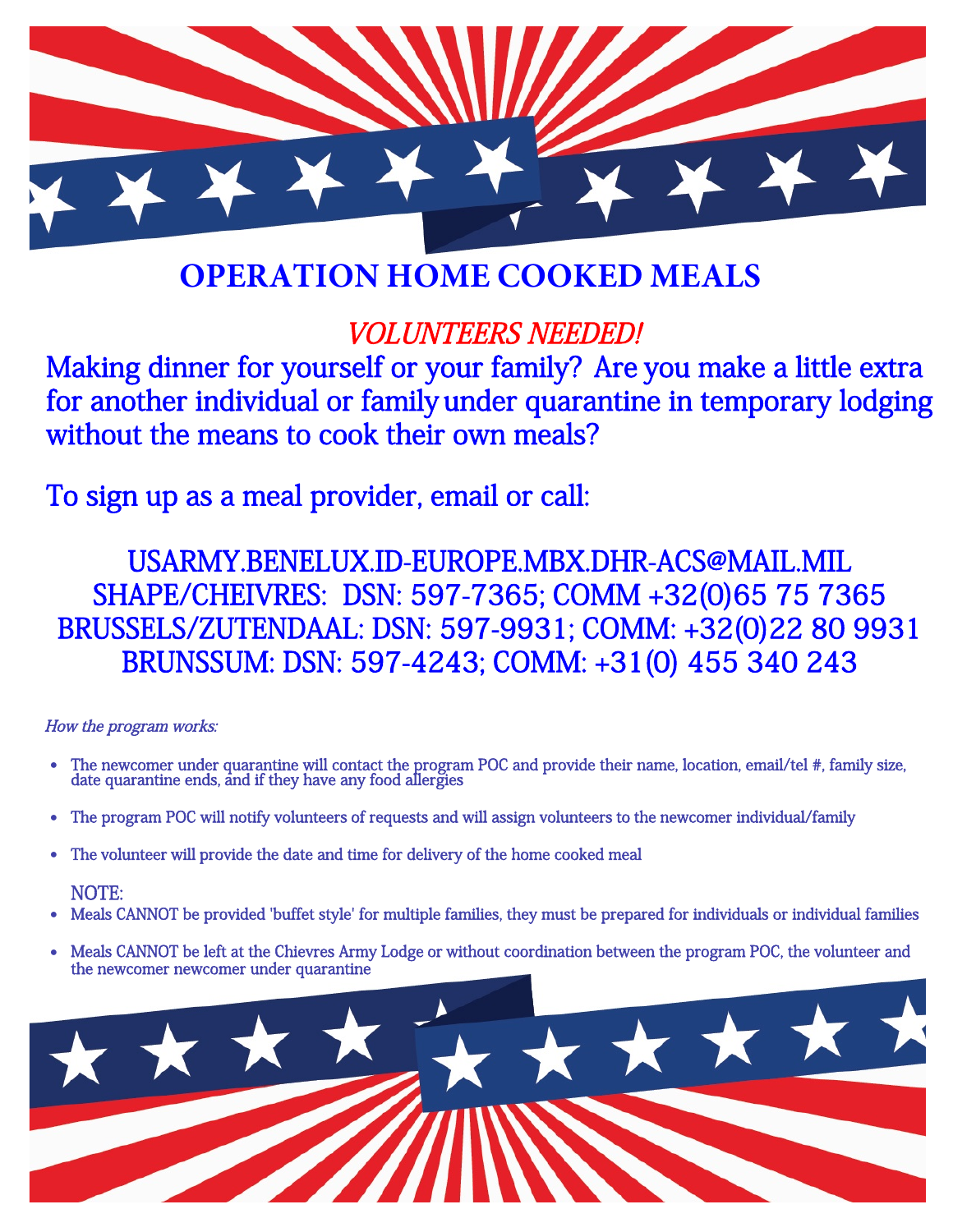# OPERATION HOME COOKED MEALS

*VOLUNTEERS NEEDED!*

Making dinner for yourself or your family? Are you make a little extra for another individual or family under quarantine in temporary lodging without the means to cook their own meals?

To sign up as a meal provider, email or call:

USARMY.BENELUX.ID-EUROPE.MBX.DHR-ACS@MAIL.MIL
SHAPE/CHEIVRES: DSN: 597-7365; COMM +32(0)65 75 7365
BRUSSELS/ZUTENDAAL: DSN: 597-9931; COMM: +32(0)22 80 9931
BRUNSSUM: DSN: 597-4243; COMM: +31(0) 455 340 243

*How the program works:*

- The newcomer under quarantine will contact the program POC and provide their name, location, email/tel #, family size, date quarantine ends, and if they have any food allergies
- The program POC will notify volunteers of requests and will assign volunteers to the newcomer individual/family
- The volunteer will provide the date and time for delivery of the home cooked meal

NOTE:

- Meals CANNOT be provided 'buffet style' for multiple families, they must be prepared for individuals or individual families
- Meals CANNOT be left at the Chievres Army Lodge or without coordination between the program POC, the volunteer and the newcomer newcomer under quarantine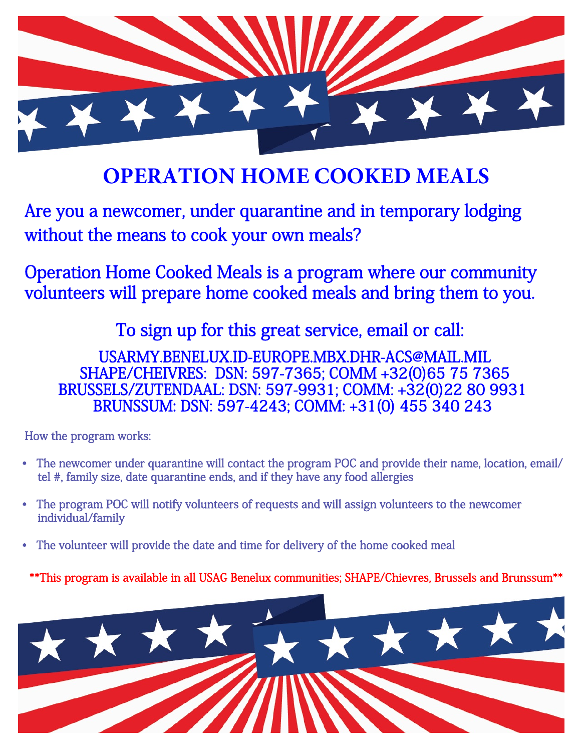# OPERATION HOME COOKED MEALS

Are you a newcomer, under quarantine and in temporary lodging without the means to cook your own meals?

Operation Home Cooked Meals is a program where our community volunteers will prepare home cooked meals and bring them to you.

To sign up for this great service, email or call:

USARMY.BENELUX.ID-EUROPE.MBX.DHR-ACS@MAIL.MIL
SHAPE/CHEIVRES: DSN: 597-7365; COMM +32(0)65 75 7365
BRUSSELS/ZUTENDAAL: DSN: 597-9931; COMM: +32(0)22 80 9931
BRUNSSUM: DSN: 597-4243; COMM: +31(0) 455 340 243

How the program works:

- The newcomer under quarantine will contact the program POC and provide their name, location, email/tel #, family size, date quarantine ends, and if they have any food allergies
- The program POC will notify volunteers of requests and will assign volunteers to the newcomer individual/family
- The volunteer will provide the date and time for delivery of the home cooked meal

**This program is available in all USAG Benelux communities; SHAPE/Chievres, Brussels and Brunssum**